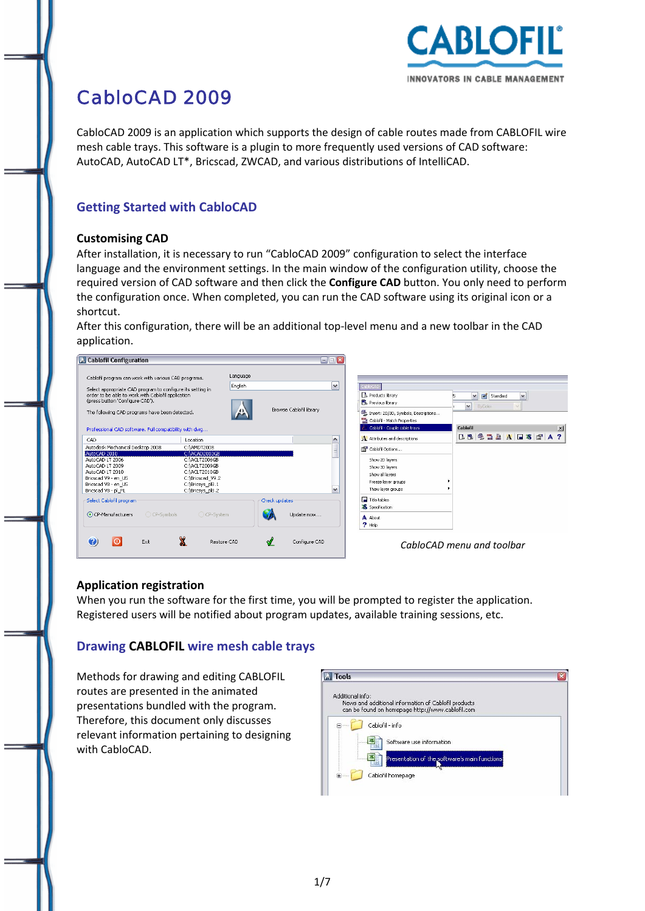# CabloCAD 2009

CabloCAD 2009 is an application which supports the design of cable routes made from CABLOFIL wire mesh cable trays. This software is a plugin to more frequently used versions of CAD software: AutoCAD, AutoCAD LT*, Bricscad, ZWCAD, and various distributions of IntelliCAD.

## Getting Started with CabloCAD

### Customising CAD

After installation, it is necessary to run "CabloCAD 2009" configuration to select the interface language and the environment settings. In the main window of the configuration utility, choose the required version of CAD software and then click the **Configure CAD** button. You only need to perform the configuration once. When completed, you can run the CAD software using its original icon or a shortcut.

After this configuration, there will be an additional top-level menu and a new toolbar in the CAD application.

*CabloCAD menu and toolbar*

### Application registration

When you run the software for the first time, you will be prompted to register the application. Registered users will be notified about program updates, available training sessions, etc.

## Drawing **CABLOFIL** wire mesh cable trays

Methods for drawing and editing CABLOFIL routes are presented in the animated presentations bundled with the program. Therefore, this document only discusses relevant information pertaining to designing with CabloCAD.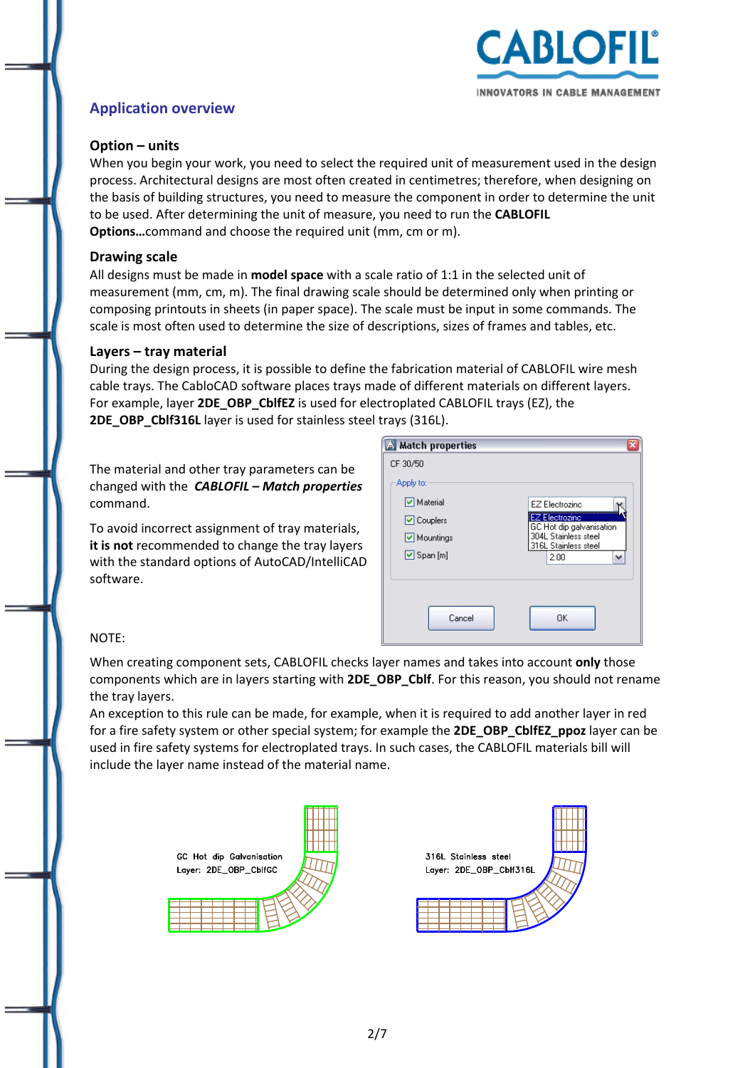## Application overview

### Option – units

When you begin your work, you need to select the required unit of measurement used in the design process. Architectural designs are most often created in centimetres; therefore, when designing on the basis of building structures, you need to measure the component in order to determine the unit to be used. After determining the unit of measure, you need to run the **CABLOFIL Options…**command and choose the required unit (mm, cm or m).

### Drawing scale

All designs must be made in **model space** with a scale ratio of 1:1 in the selected unit of measurement (mm, cm, m). The final drawing scale should be determined only when printing or composing printouts in sheets (in paper space). The scale must be input in some commands. The scale is most often used to determine the size of descriptions, sizes of frames and tables, etc.

### Layers – tray material

During the design process, it is possible to define the fabrication material of CABLOFIL wire mesh cable trays. The CabloCAD software places trays made of different materials on different layers. For example, layer **2DE_OBP_CblfEZ** is used for electroplated CABLOFIL trays (EZ), the **2DE_OBP_Cblf316L** layer is used for stainless steel trays (316L).

The material and other tray parameters can be changed with the ***CABLOFIL – Match properties*** command.

To avoid incorrect assignment of tray materials, **it is not** recommended to change the tray layers with the standard options of AutoCAD/IntelliCAD software.

NOTE:

When creating component sets, CABLOFIL checks layer names and takes into account **only** those components which are in layers starting with **2DE_OBP_Cblf**. For this reason, you should not rename the tray layers.

An exception to this rule can be made, for example, when it is required to add another layer in red for a fire safety system or other special system; for example the **2DE_OBP_CblfEZ_ppoz** layer can be used in fire safety systems for electroplated trays. In such cases, the CABLOFIL materials bill will include the layer name instead of the material name.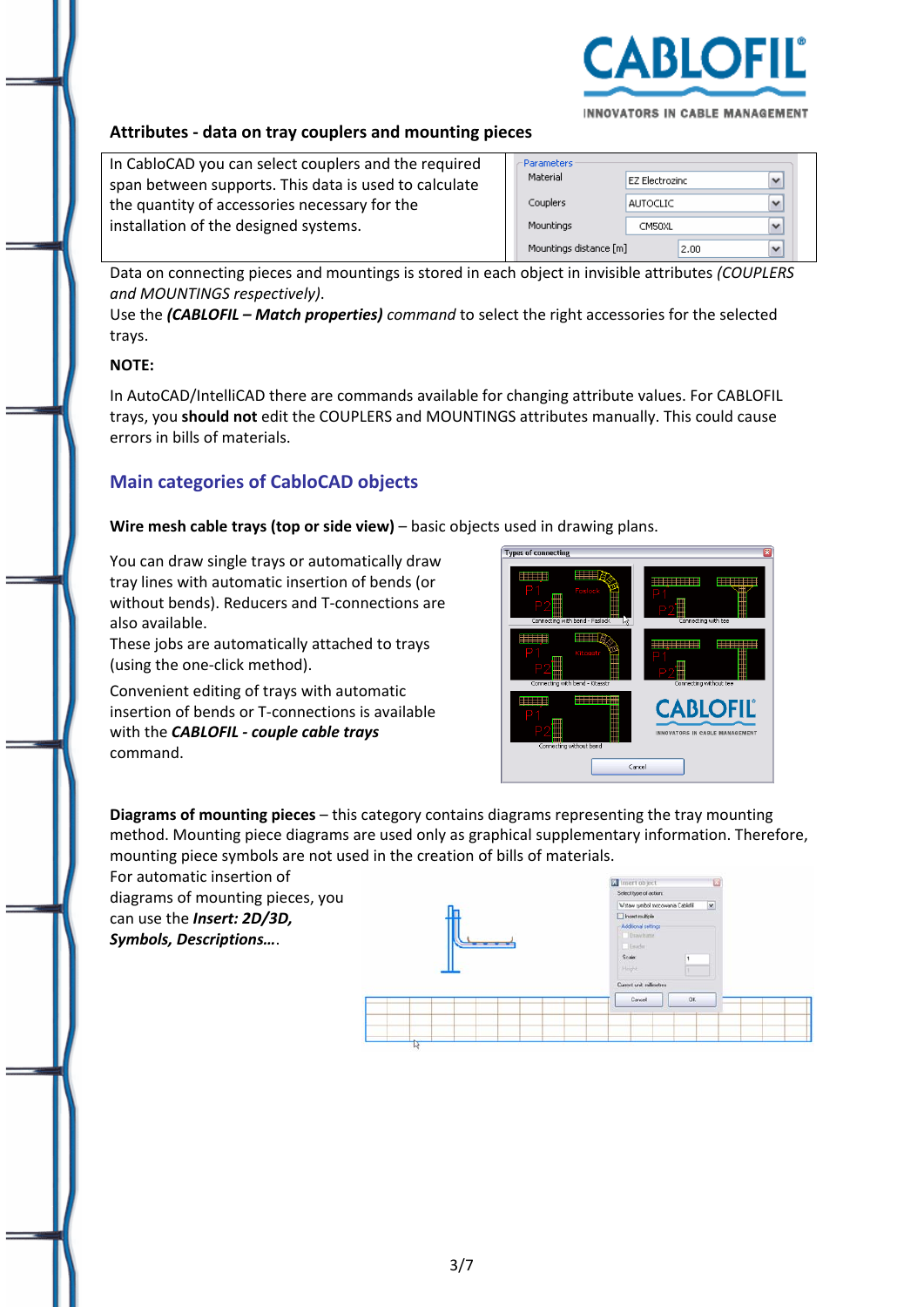### Attributes - data on tray couplers and mounting pieces

In CabloCAD you can select couplers and the required span between supports. This data is used to calculate the quantity of accessories necessary for the installation of the designed systems.

| Parameters | |
|---|---|
| Material | EZ Electrozinc |
| Couplers | AUTOCLIC |
| Mountings | CM50XL |
| Mountings distance [m] | 2.00 |

Data on connecting pieces and mountings is stored in each object in invisible attributes *(COUPLERS and MOUNTINGS respectively)*.

Use the ***(CABLOFIL – Match properties)*** *command* to select the right accessories for the selected trays.

**NOTE:**

In AutoCAD/IntelliCAD there are commands available for changing attribute values. For CABLOFIL trays, you **should not** edit the COUPLERS and MOUNTINGS attributes manually. This could cause errors in bills of materials.

## Main categories of CabloCAD objects

**Wire mesh cable trays (top or side view)** – basic objects used in drawing plans.

You can draw single trays or automatically draw tray lines with automatic insertion of bends (or without bends). Reducers and T-connections are also available.

These jobs are automatically attached to trays (using the one-click method).

Convenient editing of trays with automatic insertion of bends or T-connections is available with the ***CABLOFIL - couple cable trays*** command.

**Diagrams of mounting pieces** – this category contains diagrams representing the tray mounting method. Mounting piece diagrams are used only as graphical supplementary information. Therefore, mounting piece symbols are not used in the creation of bills of materials.

For automatic insertion of diagrams of mounting pieces, you can use the ***Insert: 2D/3D, Symbols, Descriptions…***.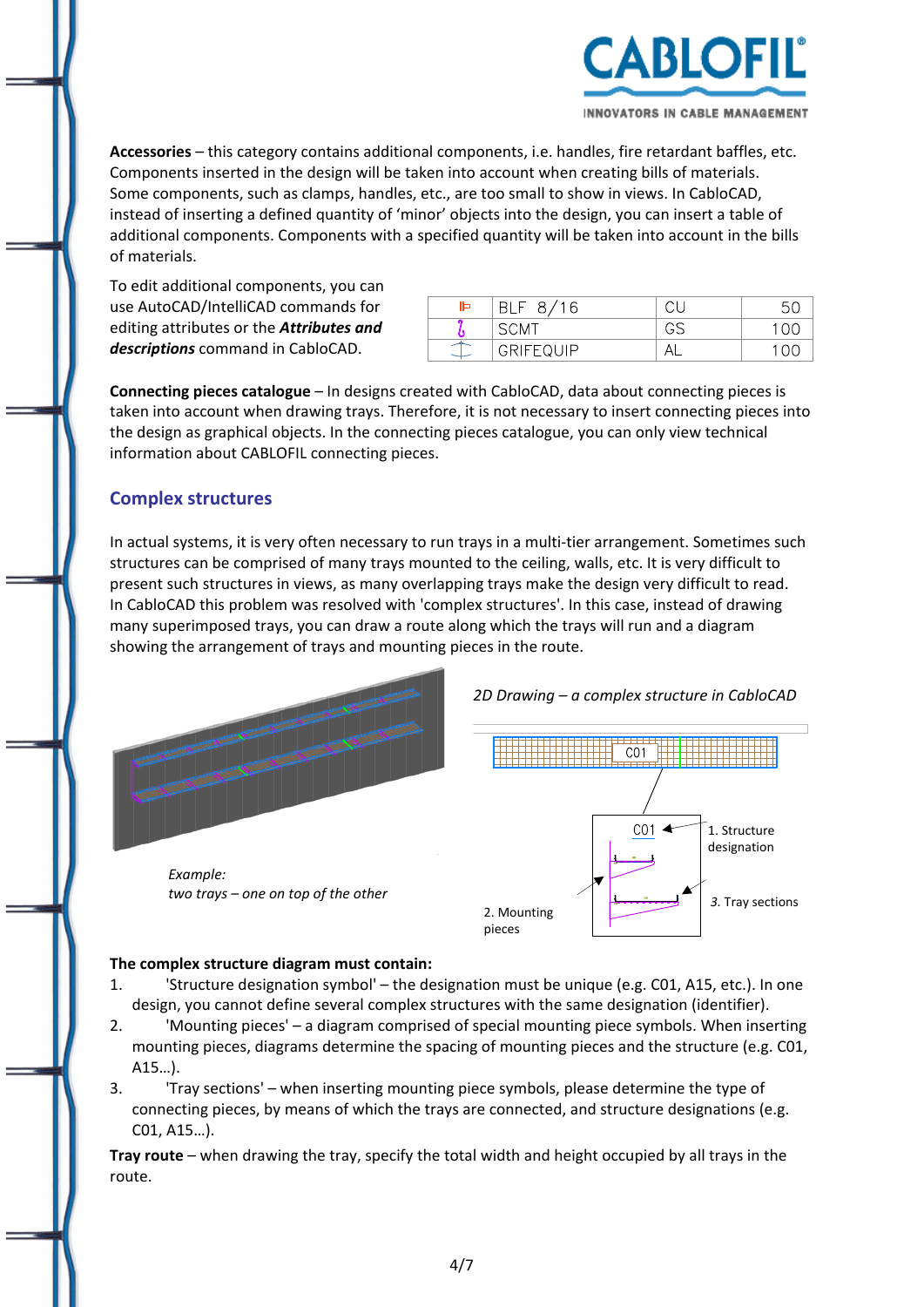**Accessories** – this category contains additional components, i.e. handles, fire retardant baffles, etc. Components inserted in the design will be taken into account when creating bills of materials. Some components, such as clamps, handles, etc., are too small to show in views. In CabloCAD, instead of inserting a defined quantity of 'minor' objects into the design, you can insert a table of additional components. Components with a specified quantity will be taken into account in the bills of materials.

To edit additional components, you can use AutoCAD/IntelliCAD commands for editing attributes or the ***Attributes and descriptions*** command in CabloCAD.

| | | | |
|---|---|---|---|
| | BLF 8/16 | CU | 50 |
| | SCMT | GS | 100 |
| | GRIFEQUIP | AL | 100 |

**Connecting pieces catalogue** – In designs created with CabloCAD, data about connecting pieces is taken into account when drawing trays. Therefore, it is not necessary to insert connecting pieces into the design as graphical objects. In the connecting pieces catalogue, you can only view technical information about CABLOFIL connecting pieces.

## Complex structures

In actual systems, it is very often necessary to run trays in a multi-tier arrangement. Sometimes such structures can be comprised of many trays mounted to the ceiling, walls, etc. It is very difficult to present such structures in views, as many overlapping trays make the design very difficult to read. In CabloCAD this problem was resolved with 'complex structures'. In this case, instead of drawing many superimposed trays, you can draw a route along which the trays will run and a diagram showing the arrangement of trays and mounting pieces in the route.

*Example: two trays – one on top of the other*

*2D Drawing – a complex structure in CabloCAD*

C01

1. Structure designation

2. Mounting pieces

*3.* Tray sections

**The complex structure diagram must contain:**

1. 'Structure designation symbol' – the designation must be unique (e.g. C01, A15, etc.). In one design, you cannot define several complex structures with the same designation (identifier).
2. 'Mounting pieces' – a diagram comprised of special mounting piece symbols. When inserting mounting pieces, diagrams determine the spacing of mounting pieces and the structure (e.g. C01, A15…).
3. 'Tray sections' – when inserting mounting piece symbols, please determine the type of connecting pieces, by means of which the trays are connected, and structure designations (e.g. C01, A15…).

**Tray route** – when drawing the tray, specify the total width and height occupied by all trays in the route.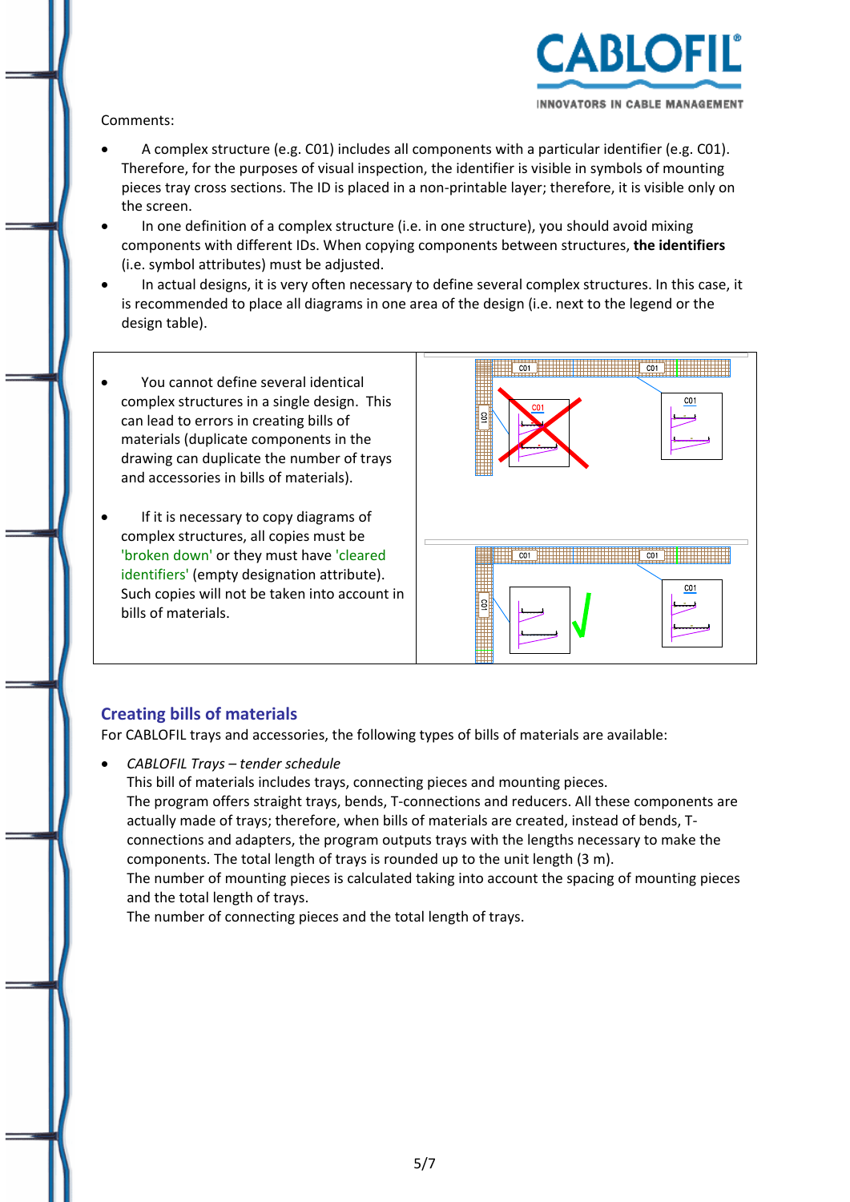Comments:

- A complex structure (e.g. C01) includes all components with a particular identifier (e.g. C01). Therefore, for the purposes of visual inspection, the identifier is visible in symbols of mounting pieces tray cross sections. The ID is placed in a non-printable layer; therefore, it is visible only on the screen.
- In one definition of a complex structure (i.e. in one structure), you should avoid mixing components with different IDs. When copying components between structures, **the identifiers** (i.e. symbol attributes) must be adjusted.
- In actual designs, it is very often necessary to define several complex structures. In this case, it is recommended to place all diagrams in one area of the design (i.e. next to the legend or the design table).

- You cannot define several identical complex structures in a single design. This can lead to errors in creating bills of materials (duplicate components in the drawing can duplicate the number of trays and accessories in bills of materials).
- If it is necessary to copy diagrams of complex structures, all copies must be 'broken down' or they must have 'cleared identifiers' (empty designation attribute). Such copies will not be taken into account in bills of materials.

## Creating bills of materials

For CABLOFIL trays and accessories, the following types of bills of materials are available:

- *CABLOFIL Trays – tender schedule*
  This bill of materials includes trays, connecting pieces and mounting pieces.
  The program offers straight trays, bends, T-connections and reducers. All these components are actually made of trays; therefore, when bills of materials are created, instead of bends, T-connections and adapters, the program outputs trays with the lengths necessary to make the components. The total length of trays is rounded up to the unit length (3 m).
  The number of mounting pieces is calculated taking into account the spacing of mounting pieces and the total length of trays.
  The number of connecting pieces and the total length of trays.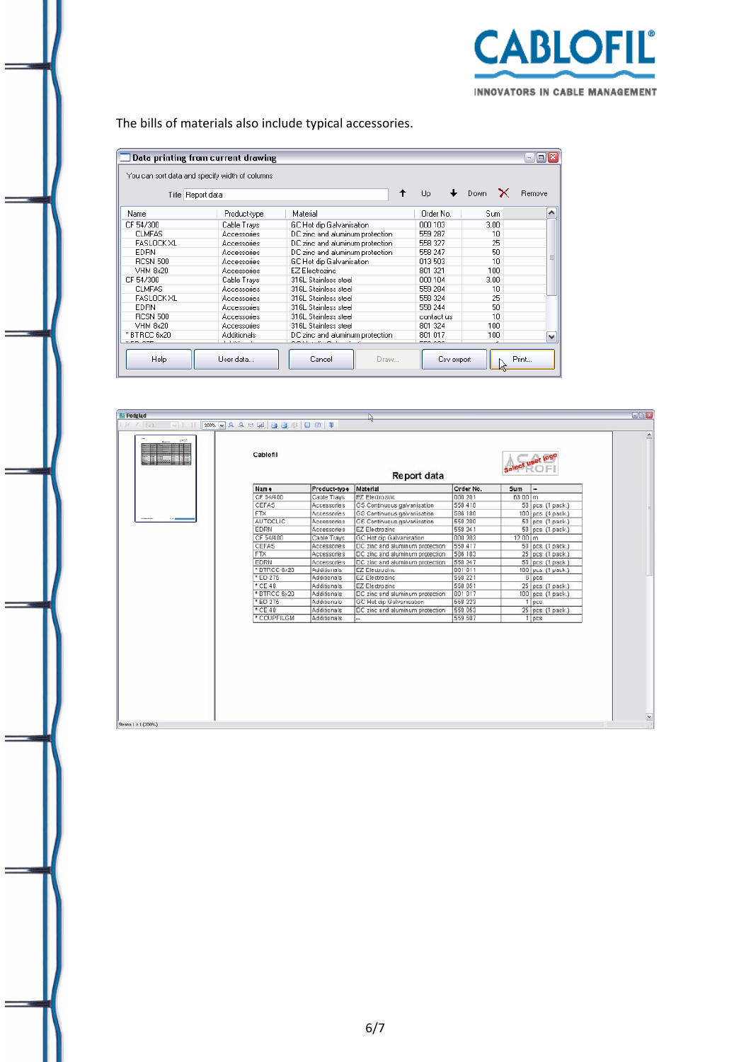The bills of materials also include typical accessories.

**Data printing from current drawing**

You can sort data and specify width of columns

Title: Report data

| Name | Product-type | Material | Order No. | Sum |
|---|---|---|---|---|
| CF 54/300 | Cable Trays | GC Hot dip Galvanisation | 000 103 | 3.00 |
| CLMFAS | Accessories | DC zinc and aluminum protection | 559 287 | 10 |
| FASLOCK XL | Accessories | DC zinc and aluminum protection | 558 327 | 25 |
| EDRN | Accessories | DC zinc and aluminum protection | 558 247 | 50 |
| RCSN 500 | Accessories | GC Hot dip Galvanisation | 013 503 | 10 |
| VHM 8x20 | Accessories | EZ Electrozinc | 801 321 | 100 |
| CF 54/300 | Cable Trays | 316L Stainless steel | 000 104 | 3.00 |
| CLMFAS | Accessories | 316L Stainless steel | 559 284 | 10 |
| FASLOCK XL | Accessories | 316L Stainless steel | 558 324 | 25 |
| EDRN | Accessories | 316L Stainless steel | 558 244 | 50 |
| RCSN 500 | Accessories | 316L Stainless steel | contact us | 10 |
| VHM 8x20 | Accessories | 316L Stainless steel | 801 324 | 100 |
| * BTRCC 6x20 | Additionals | DC zinc and aluminum protection | 801 017 | 100 |

Help | User data... | Cancel | Draw... | Csv export | Print...

**Cablofil**

**Report data**

| Name | Product-type | Material | Order No. | Sum | -- |
|---|---|---|---|---|---|
| CF 54/400 | Cable Trays | EZ Electrozinc | 000 201 | 63.00 | m |
| CEFAS | Accessories | GS Continuous galvanisation | 558 410 | 50 | pcs. (1 pack.) |
| FTX | Accessories | GS Continuous galvanisation | 586 180 | 100 | pcs. (4 pack.) |
| AUTOCLIC | Accessories | GS Continuous galvanisation | 558 200 | 50 | pcs. (1 pack.) |
| EDRN | Accessories | EZ Electrozinc | 558 241 | 50 | pcs. (1 pack.) |
| CF 54/400 | Cable Trays | GC Hot dip Galvanisation | 000 203 | 12.00 | m |
| CEFAS | Accessories | DC zinc and aluminum protection | 558 417 | 50 | pcs. (1 pack.) |
| FTX | Accessories | DC zinc and aluminum protection | 586 183 | 25 | pcs. (1 pack.) |
| EDRN | Accessories | DC zinc and aluminum protection | 558 247 | 50 | pcs. (1 pack.) |
| * BTRCC 6x20 | Additionals | EZ Electrozinc | 801 011 | 100 | pcs. (1 pack.) |
| * ED 275 | Additionals | EZ Electrozinc | 558 221 | 8 | pcs. |
| * CE 40 | Additionals | EZ Electrozinc | 558 051 | 25 | pcs. (1 pack.) |
| * BTRCC 6x20 | Additionals | DC zinc and aluminum protection | 801 017 | 100 | pcs. (1 pack.) |
| * ED 275 | Additionals | GC Hot dip Galvanisation | 558 223 | 1 | pcs. |
| * CE 40 | Additionals | DC zinc and aluminum protection | 558 053 | 25 | pcs. (1 pack.) |
| * COUPFILGM | Additionals | -- | 559 507 | 1 | pcs. |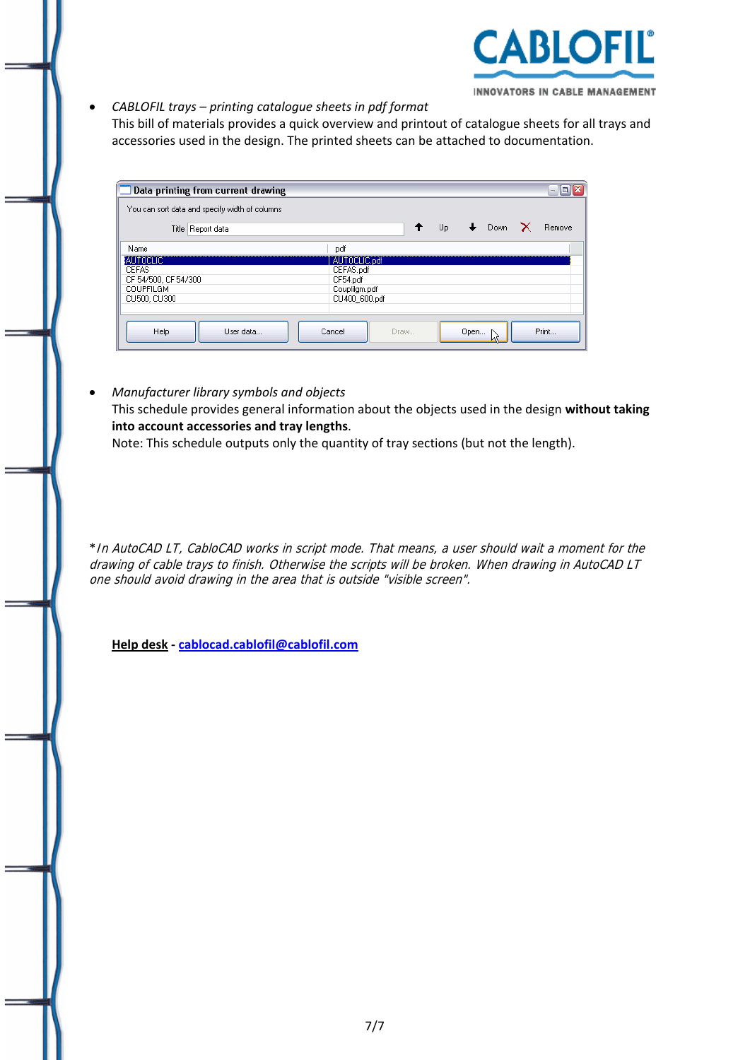- *CABLOFIL trays – printing catalogue sheets in pdf format*
  This bill of materials provides a quick overview and printout of catalogue sheets for all trays and accessories used in the design. The printed sheets can be attached to documentation.

- *Manufacturer library symbols and objects*
  This schedule provides general information about the objects used in the design **without taking into account accessories and tray lengths**.
  Note: This schedule outputs only the quantity of tray sections (but not the length).

**In AutoCAD LT, CabloCAD works in script mode. That means, a user should wait a moment for the drawing of cable trays to finish. Otherwise the scripts will be broken. When drawing in AutoCAD LT one should avoid drawing in the area that is outside "visible screen".*

**Help desk** - **cablocad.cablofil@cablofil.com**